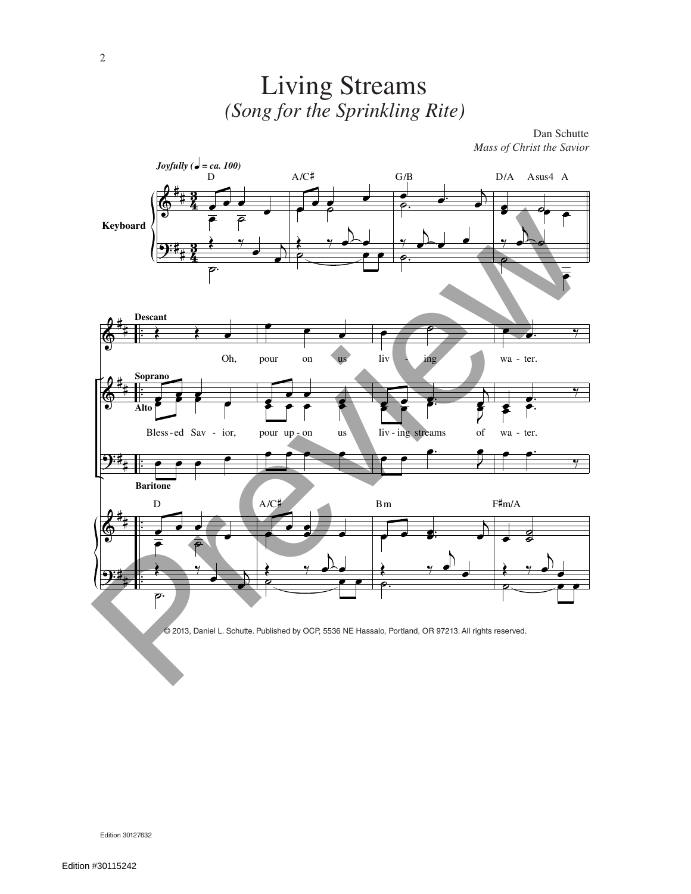# Living Streams

*(Song for the Sprinkling Rite)*

Dan Schutte
*Mass of Christ the Savior*

*Joyfully* (♩ = ca. 100)

D A/C♯ G/B D/A Asus4 A

**Keyboard**

**Descant**

Oh, pour on us liv - ing wa - ter.

**Soprano**
**Alto**

Bless - ed Sav - ior, pour up - on us liv - ing streams of wa - ter.

**Baritone**

D A/C♯ Bm F♯m/A

© 2013, Daniel L. Schutte. Published by OCP, 5536 NE Hassalo, Portland, OR 97213. All rights reserved.

Edition 30127632

Edition #30115242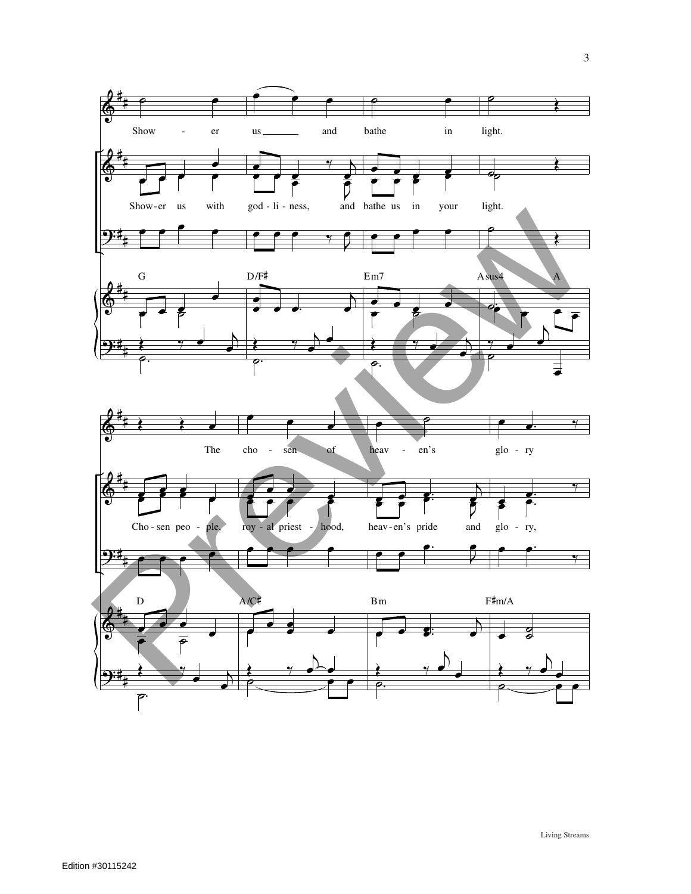Show - er us ___ and bathe in light.

Show-er us with god - li - ness, and bathe us in your light.

G D/F♯ Em7 Asus4 A

The cho - sen of heav - en's glo - ry

Cho - sen peo - ple, roy - al priest - hood, heav-en's pride and glo - ry,

D A/C♯ Bm F♯m/A

Living Streams

Edition #30115242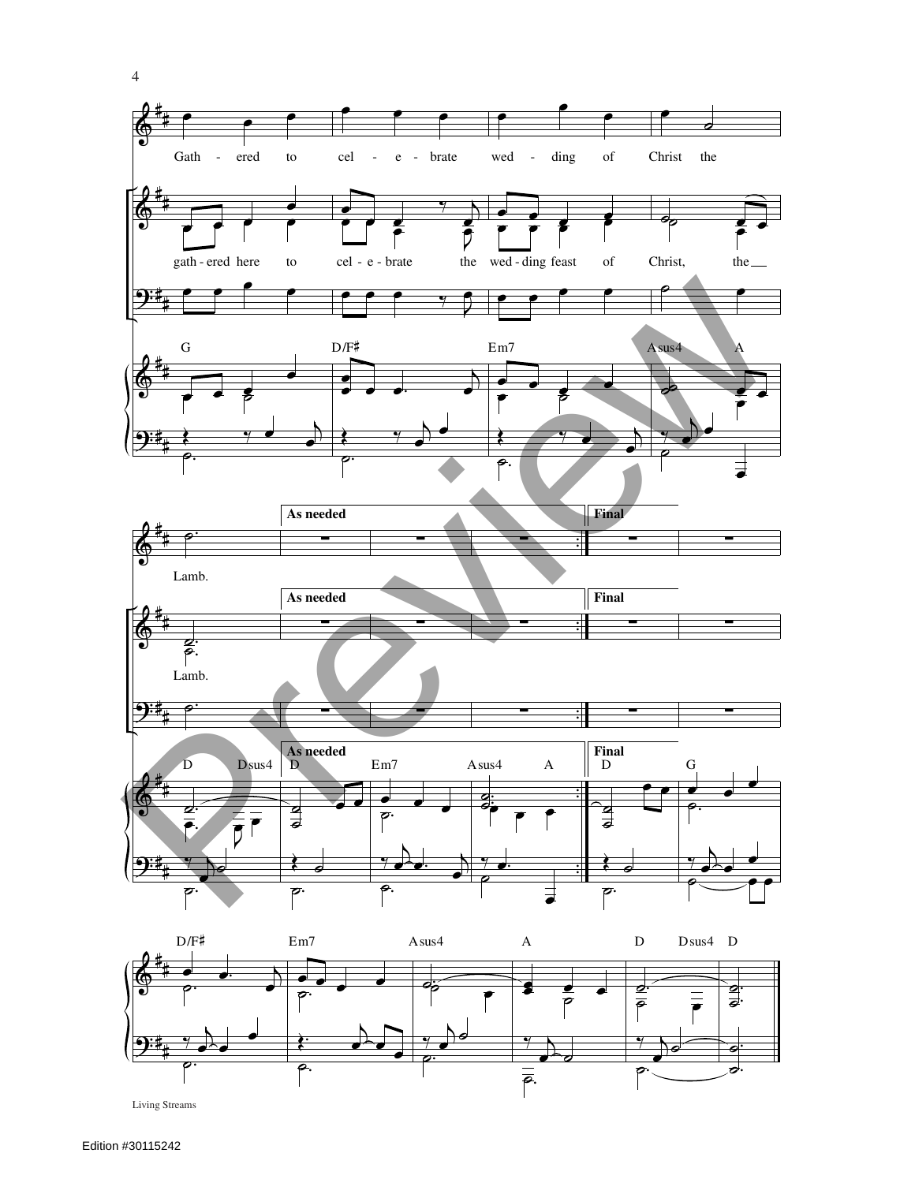Gath - ered to cel - e - brate wed - ding of Christ the

gath - ered here to cel - e - brate the wed - ding feast of Christ, the

G D/F♯ Em7 Asus4 A

Lamb.

**As needed** **Final**

Lamb.

**As needed** **Final**

D Dsus4 D Em7 Asus4 A D G

**As needed** **Final**

D/F♯ Em7 Asus4 A D Dsus4 D

Living Streams

Edition #30115242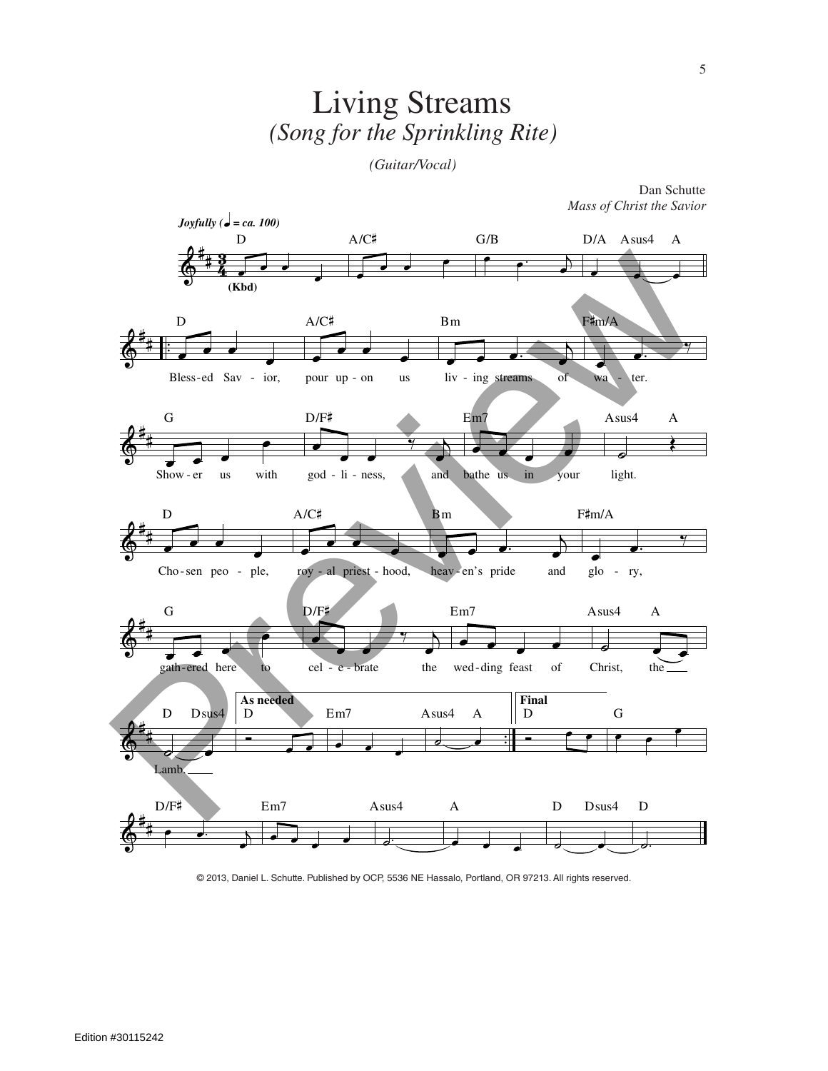# Living Streams
## *(Song for the Sprinkling Rite)*

*(Guitar/Vocal)*

Dan Schutte
*Mass of Christ the Savior*

***Joyfully*** ***(♩ = ca. 100)***

D A/C♯ G/B D/A Asus4 A
**(Kbd)**

D A/C♯ Bm F♯m/A
Bless-ed Sav - ior, pour up - on us liv - ing streams of wa - ter.

G D/F♯ Em7 Asus4 A
Show - er us with god - li - ness, and bathe us in your light.

D A/C♯ Bm F♯m/A
Cho - sen peo - ple, roy - al priest - hood, heav - en's pride and glo - ry,

G D/F♯ Em7 Asus4 A
gath - ered here to cel - e - brate the wed - ding feast of Christ, the

D Dsus4 | **As needed** D Em7 Asus4 A | **Final** D G
Lamb.

D/F♯ Em7 Asus4 A D Dsus4 D

© 2013, Daniel L. Schutte. Published by OCP, 5536 NE Hassalo, Portland, OR 97213. All rights reserved.

Edition #30115242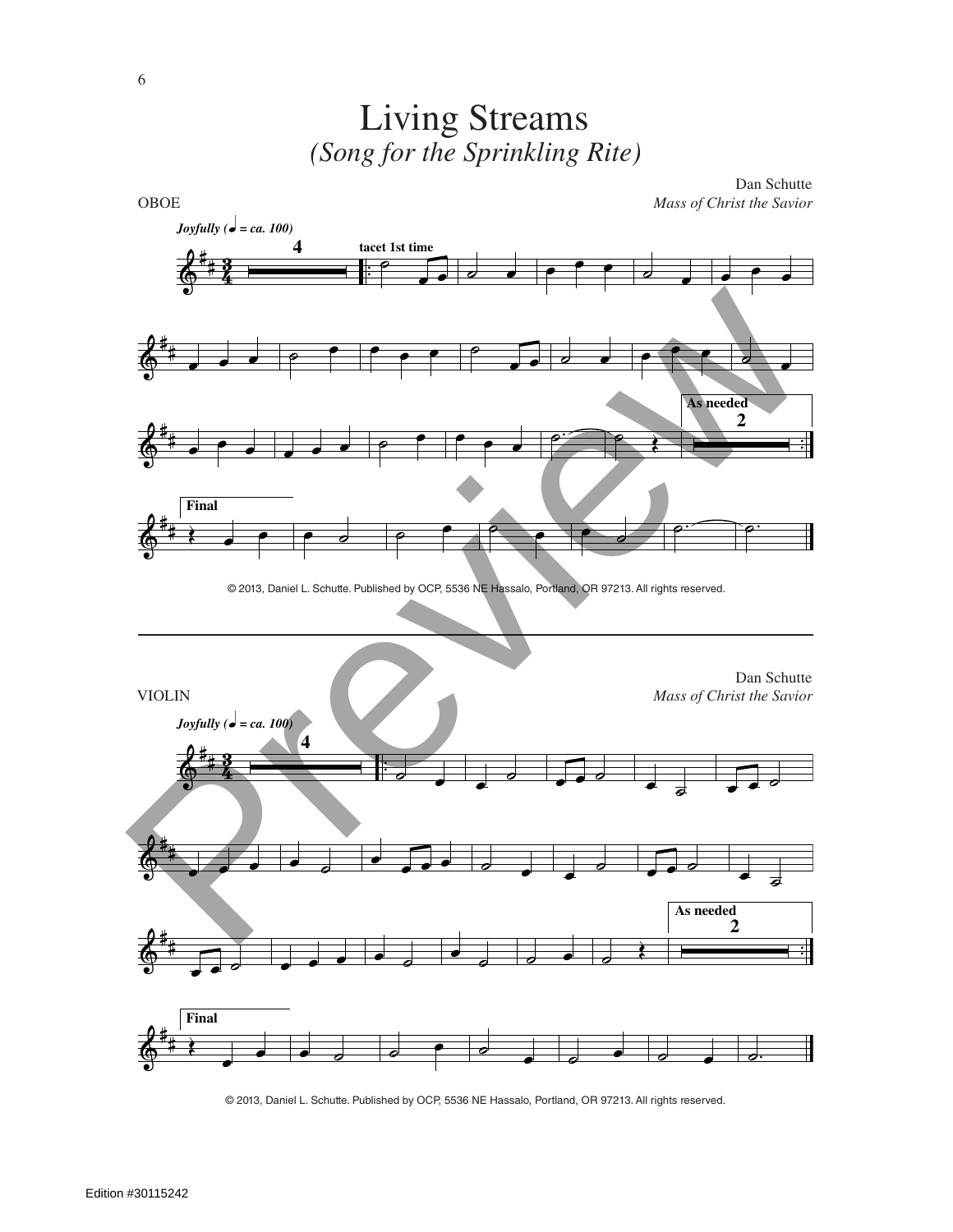# Living Streams

*(Song for the Sprinkling Rite)*

OBOE

Dan Schutte
*Mass of Christ the Savior*

*Joyfully (♩ = ca. 100)*

tacet 1st time

As needed

Final

© 2013, Daniel L. Schutte. Published by OCP, 5536 NE Hassalo, Portland, OR 97213. All rights reserved.

---

VIOLIN

Dan Schutte
*Mass of Christ the Savior*

*Joyfully (♩ = ca. 100)*

As needed

Final

© 2013, Daniel L. Schutte. Published by OCP, 5536 NE Hassalo, Portland, OR 97213. All rights reserved.

Edition #30115242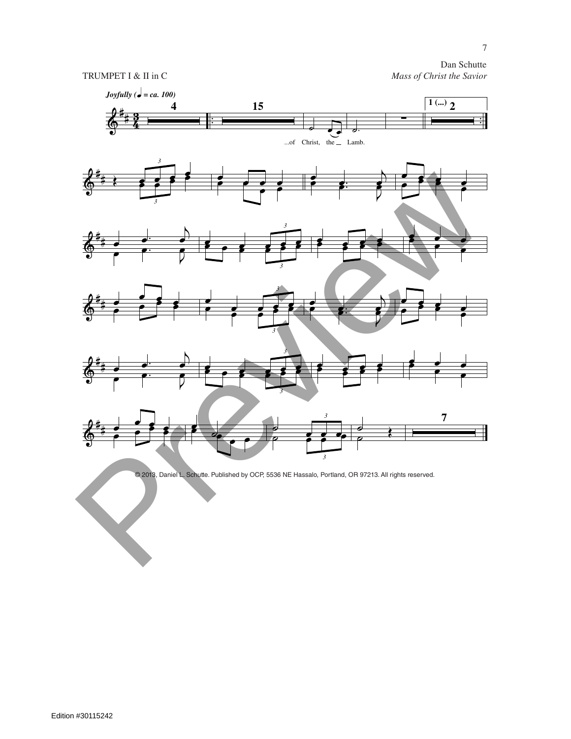TRUMPET I & II in C

Dan Schutte
*Mass of Christ the Savior*

*Joyfully (♩ = ca. 100)*

...of Christ, the Lamb.

© 2013, Daniel L. Schutte. Published by OCP, 5536 NE Hassalo, Portland, OR 97213. All rights reserved.

Edition #30115242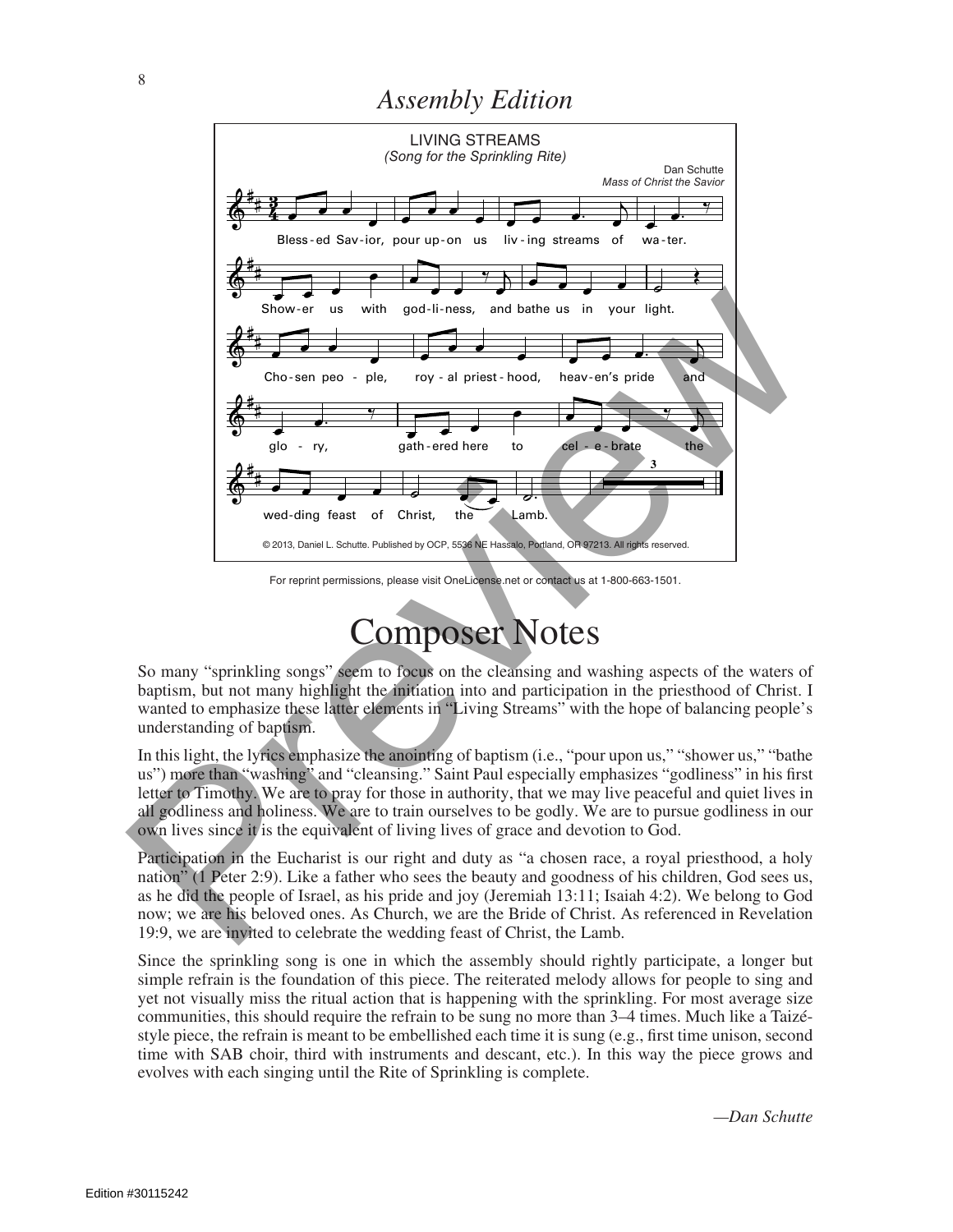# Assembly Edition

LIVING STREAMS
*(Song for the Sprinkling Rite)*

Dan Schutte
*Mass of Christ the Savior*

Bless-ed Sav-ior, pour up-on us liv-ing streams of wa-ter.
Show-er us with god-li-ness, and bathe us in your light.
Cho-sen peo-ple, roy-al priest-hood, heav-en's pride and
glo-ry, gath-ered here to cel-e-brate the
wed-ding feast of Christ, the Lamb.

© 2013, Daniel L. Schutte. Published by OCP, 5536 NE Hassalo, Portland, OR 97213. All rights reserved.

For reprint permissions, please visit OneLicense.net or contact us at 1-800-663-1501.

# Composer Notes

So many "sprinkling songs" seem to focus on the cleansing and washing aspects of the waters of baptism, but not many highlight the initiation into and participation in the priesthood of Christ. I wanted to emphasize these latter elements in "Living Streams" with the hope of balancing people's understanding of baptism.

In this light, the lyrics emphasize the anointing of baptism (i.e., "pour upon us," "shower us," "bathe us") more than "washing" and "cleansing." Saint Paul especially emphasizes "godliness" in his first letter to Timothy. We are to pray for those in authority, that we may live peaceful and quiet lives in all godliness and holiness. We are to train ourselves to be godly. We are to pursue godliness in our own lives since it is the equivalent of living lives of grace and devotion to God.

Participation in the Eucharist is our right and duty as "a chosen race, a royal priesthood, a holy nation" (1 Peter 2:9). Like a father who sees the beauty and goodness of his children, God sees us, as he did the people of Israel, as his pride and joy (Jeremiah 13:11; Isaiah 4:2). We belong to God now; we are his beloved ones. As Church, we are the Bride of Christ. As referenced in Revelation 19:9, we are invited to celebrate the wedding feast of Christ, the Lamb.

Since the sprinkling song is one in which the assembly should rightly participate, a longer but simple refrain is the foundation of this piece. The reiterated melody allows for people to sing and yet not visually miss the ritual action that is happening with the sprinkling. For most average size communities, this should require the refrain to be sung no more than 3–4 times. Much like a Taizé-style piece, the refrain is meant to be embellished each time it is sung (e.g., first time unison, second time with SAB choir, third with instruments and descant, etc.). In this way the piece grows and evolves with each singing until the Rite of Sprinkling is complete.

*—Dan Schutte*

Edition #30115242